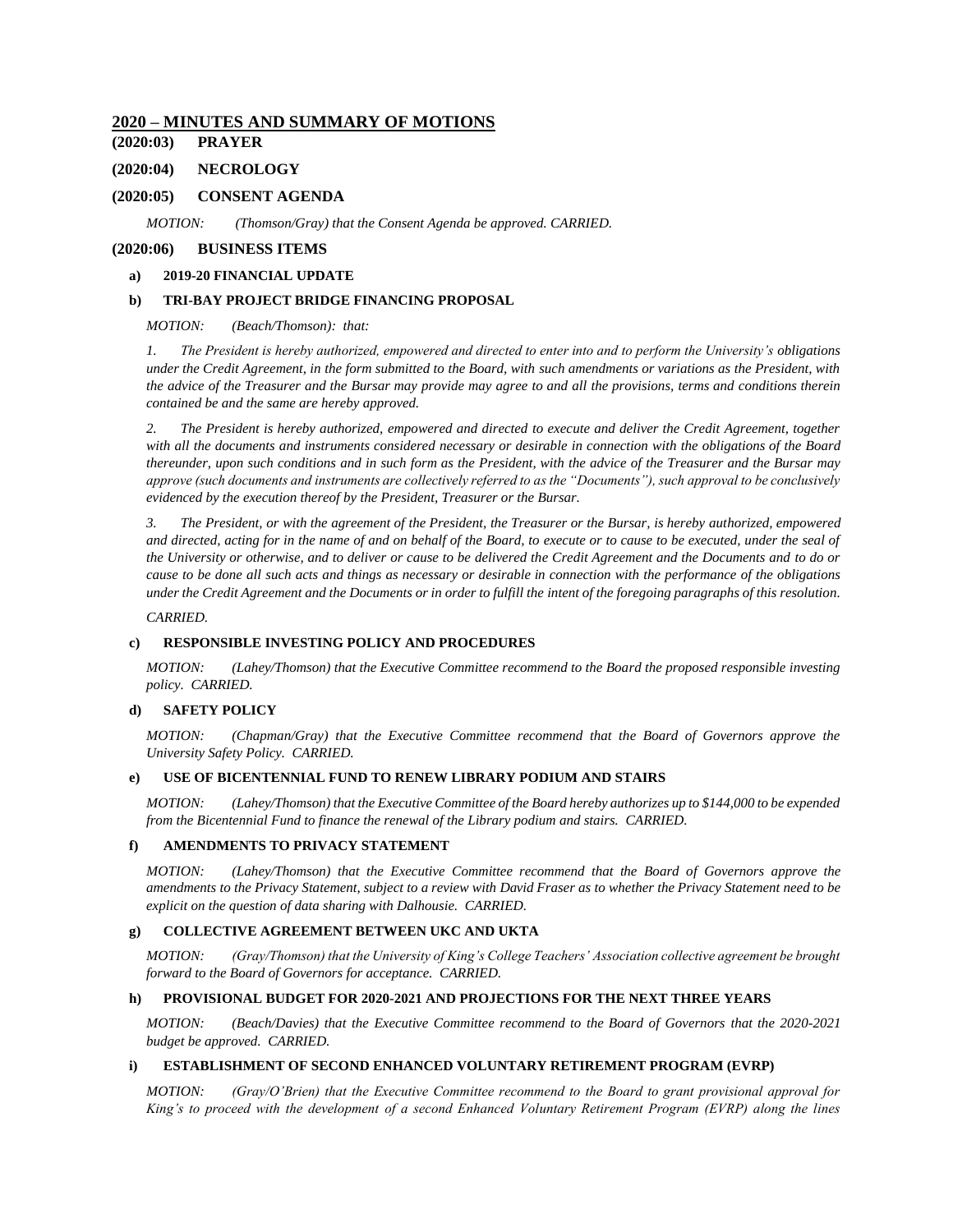## 2020 – MINUTES AND SUMMARY OF MOTIONS

**(2020:03) PRAYER**

**(2020:04) NECROLOGY**

**(2020:05) CONSENT AGENDA**

*MOTION: (Thomson/Gray) that the Consent Agenda be approved. CARRIED.*

**(2020:06) BUSINESS ITEMS**

**a) 2019-20 FINANCIAL UPDATE**

**b) TRI-BAY PROJECT BRIDGE FINANCING PROPOSAL**

*MOTION: (Beach/Thomson): that:*

*1. The President is hereby authorized, empowered and directed to enter into and to perform the University's obligations under the Credit Agreement, in the form submitted to the Board, with such amendments or variations as the President, with the advice of the Treasurer and the Bursar may provide may agree to and all the provisions, terms and conditions therein contained be and the same are hereby approved.*

*2. The President is hereby authorized, empowered and directed to execute and deliver the Credit Agreement, together with all the documents and instruments considered necessary or desirable in connection with the obligations of the Board thereunder, upon such conditions and in such form as the President, with the advice of the Treasurer and the Bursar may approve (such documents and instruments are collectively referred to as the "Documents"), such approval to be conclusively evidenced by the execution thereof by the President, Treasurer or the Bursar.*

*3. The President, or with the agreement of the President, the Treasurer or the Bursar, is hereby authorized, empowered and directed, acting for in the name of and on behalf of the Board, to execute or to cause to be executed, under the seal of the University or otherwise, and to deliver or cause to be delivered the Credit Agreement and the Documents and to do or cause to be done all such acts and things as necessary or desirable in connection with the performance of the obligations under the Credit Agreement and the Documents or in order to fulfill the intent of the foregoing paragraphs of this resolution.*

*CARRIED.*

**c) RESPONSIBLE INVESTING POLICY AND PROCEDURES**

*MOTION: (Lahey/Thomson) that the Executive Committee recommend to the Board the proposed responsible investing policy. CARRIED.*

**d) SAFETY POLICY**

*MOTION: (Chapman/Gray) that the Executive Committee recommend that the Board of Governors approve the University Safety Policy. CARRIED.*

**e) USE OF BICENTENNIAL FUND TO RENEW LIBRARY PODIUM AND STAIRS**

*MOTION: (Lahey/Thomson) that the Executive Committee of the Board hereby authorizes up to $144,000 to be expended from the Bicentennial Fund to finance the renewal of the Library podium and stairs. CARRIED.*

**f) AMENDMENTS TO PRIVACY STATEMENT**

*MOTION: (Lahey/Thomson) that the Executive Committee recommend that the Board of Governors approve the amendments to the Privacy Statement, subject to a review with David Fraser as to whether the Privacy Statement need to be explicit on the question of data sharing with Dalhousie. CARRIED.*

**g) COLLECTIVE AGREEMENT BETWEEN UKC AND UKTA**

*MOTION: (Gray/Thomson) that the University of King's College Teachers' Association collective agreement be brought forward to the Board of Governors for acceptance. CARRIED.*

**h) PROVISIONAL BUDGET FOR 2020-2021 AND PROJECTIONS FOR THE NEXT THREE YEARS**

*MOTION: (Beach/Davies) that the Executive Committee recommend to the Board of Governors that the 2020-2021 budget be approved. CARRIED.*

**i) ESTABLISHMENT OF SECOND ENHANCED VOLUNTARY RETIREMENT PROGRAM (EVRP)**

*MOTION: (Gray/O'Brien) that the Executive Committee recommend to the Board to grant provisional approval for King's to proceed with the development of a second Enhanced Voluntary Retirement Program (EVRP) along the lines*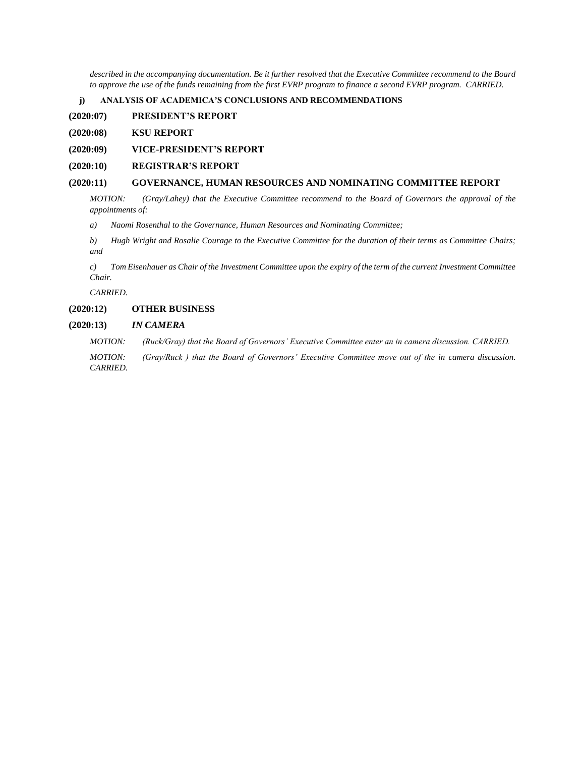*described in the accompanying documentation. Be it further resolved that the Executive Committee recommend to the Board to approve the use of the funds remaining from the first EVRP program to finance a second EVRP program. CARRIED.*

**j) ANALYSIS OF ACADEMICA'S CONCLUSIONS AND RECOMMENDATIONS**

## (2020:07) PRESIDENT'S REPORT

## (2020:08) KSU REPORT

## (2020:09) VICE-PRESIDENT'S REPORT

## (2020:10) REGISTRAR'S REPORT

## (2020:11) GOVERNANCE, HUMAN RESOURCES AND NOMINATING COMMITTEE REPORT

*MOTION: (Gray/Lahey) that the Executive Committee recommend to the Board of Governors the approval of the appointments of:*

*a) Naomi Rosenthal to the Governance, Human Resources and Nominating Committee;*

*b) Hugh Wright and Rosalie Courage to the Executive Committee for the duration of their terms as Committee Chairs; and*

*c) Tom Eisenhauer as Chair of the Investment Committee upon the expiry of the term of the current Investment Committee Chair.*

*CARRIED.*

## (2020:12) OTHER BUSINESS

## (2020:13) *IN CAMERA*

*MOTION: (Ruck/Gray) that the Board of Governors' Executive Committee enter an in camera discussion. CARRIED.*

*MOTION: (Gray/Ruck ) that the Board of Governors' Executive Committee move out of the in camera discussion. CARRIED.*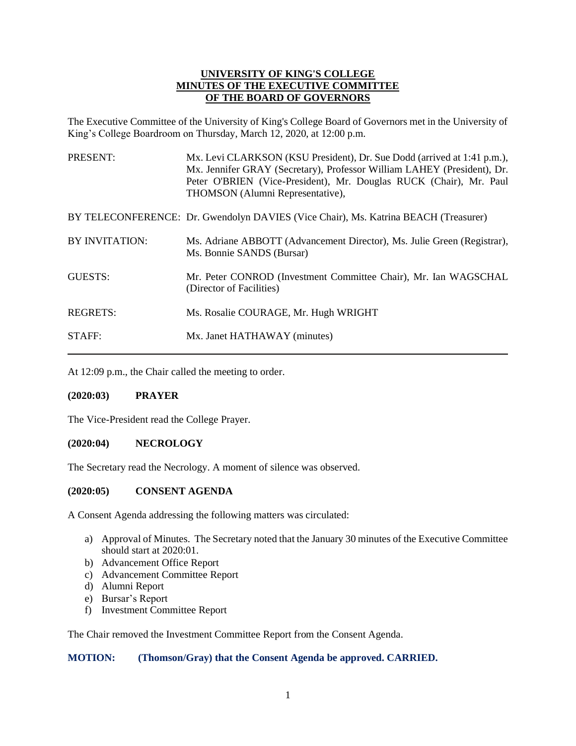**UNIVERSITY OF KING'S COLLEGE**
**MINUTES OF THE EXECUTIVE COMMITTEE**
**OF THE BOARD OF GOVERNORS**

The Executive Committee of the University of King's College Board of Governors met in the University of King's College Boardroom on Thursday, March 12, 2020, at 12:00 p.m.

| | |
|---|---|
| PRESENT: | Mx. Levi CLARKSON (KSU President), Dr. Sue Dodd (arrived at 1:41 p.m.), Mx. Jennifer GRAY (Secretary), Professor William LAHEY (President), Dr. Peter O'BRIEN (Vice-President), Mr. Douglas RUCK (Chair), Mr. Paul THOMSON (Alumni Representative), |
| BY TELECONFERENCE: | Dr. Gwendolyn DAVIES (Vice Chair), Ms. Katrina BEACH (Treasurer) |
| BY INVITATION: | Ms. Adriane ABBOTT (Advancement Director), Ms. Julie Green (Registrar), Ms. Bonnie SANDS (Bursar) |
| GUESTS: | Mr. Peter CONROD (Investment Committee Chair), Mr. Ian WAGSCHAL (Director of Facilities) |
| REGRETS: | Ms. Rosalie COURAGE, Mr. Hugh WRIGHT |
| STAFF: | Mx. Janet HATHAWAY (minutes) |

At 12:09 p.m., the Chair called the meeting to order.

### (2020:03) PRAYER

The Vice-President read the College Prayer.

### (2020:04) NECROLOGY

The Secretary read the Necrology. A moment of silence was observed.

### (2020:05) CONSENT AGENDA

A Consent Agenda addressing the following matters was circulated:

a) Approval of Minutes. The Secretary noted that the January 30 minutes of the Executive Committee should start at 2020:01.
b) Advancement Office Report
c) Advancement Committee Report
d) Alumni Report
e) Bursar's Report
f) Investment Committee Report

The Chair removed the Investment Committee Report from the Consent Agenda.

**MOTION: (Thomson/Gray) that the Consent Agenda be approved. CARRIED.**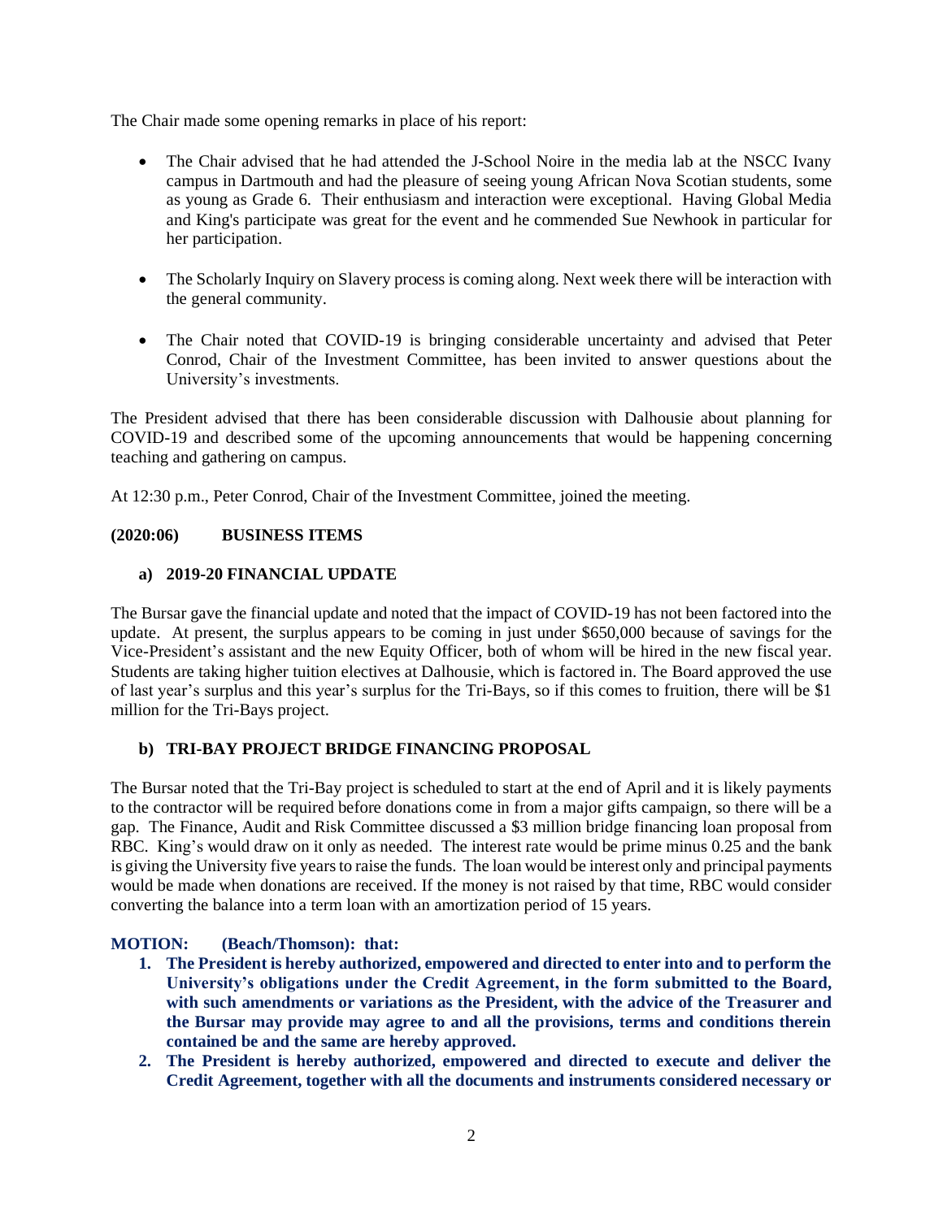The Chair made some opening remarks in place of his report:

- The Chair advised that he had attended the J-School Noire in the media lab at the NSCC Ivany campus in Dartmouth and had the pleasure of seeing young African Nova Scotian students, some as young as Grade 6. Their enthusiasm and interaction were exceptional. Having Global Media and King's participate was great for the event and he commended Sue Newhook in particular for her participation.

- The Scholarly Inquiry on Slavery process is coming along. Next week there will be interaction with the general community.

- The Chair noted that COVID-19 is bringing considerable uncertainty and advised that Peter Conrod, Chair of the Investment Committee, has been invited to answer questions about the University's investments.

The President advised that there has been considerable discussion with Dalhousie about planning for COVID-19 and described some of the upcoming announcements that would be happening concerning teaching and gathering on campus.

At 12:30 p.m., Peter Conrod, Chair of the Investment Committee, joined the meeting.

## (2020:06) BUSINESS ITEMS

### a) 2019-20 FINANCIAL UPDATE

The Bursar gave the financial update and noted that the impact of COVID-19 has not been factored into the update. At present, the surplus appears to be coming in just under $650,000 because of savings for the Vice-President's assistant and the new Equity Officer, both of whom will be hired in the new fiscal year. Students are taking higher tuition electives at Dalhousie, which is factored in. The Board approved the use of last year's surplus and this year's surplus for the Tri-Bays, so if this comes to fruition, there will be $1 million for the Tri-Bays project.

### b) TRI-BAY PROJECT BRIDGE FINANCING PROPOSAL

The Bursar noted that the Tri-Bay project is scheduled to start at the end of April and it is likely payments to the contractor will be required before donations come in from a major gifts campaign, so there will be a gap. The Finance, Audit and Risk Committee discussed a $3 million bridge financing loan proposal from RBC. King's would draw on it only as needed. The interest rate would be prime minus 0.25 and the bank is giving the University five years to raise the funds. The loan would be interest only and principal payments would be made when donations are received. If the money is not raised by that time, RBC would consider converting the balance into a term loan with an amortization period of 15 years.

**MOTION: (Beach/Thomson): that:**

1. **The President is hereby authorized, empowered and directed to enter into and to perform the University's obligations under the Credit Agreement, in the form submitted to the Board, with such amendments or variations as the President, with the advice of the Treasurer and the Bursar may provide may agree to and all the provisions, terms and conditions therein contained be and the same are hereby approved.**
2. **The President is hereby authorized, empowered and directed to execute and deliver the Credit Agreement, together with all the documents and instruments considered necessary or**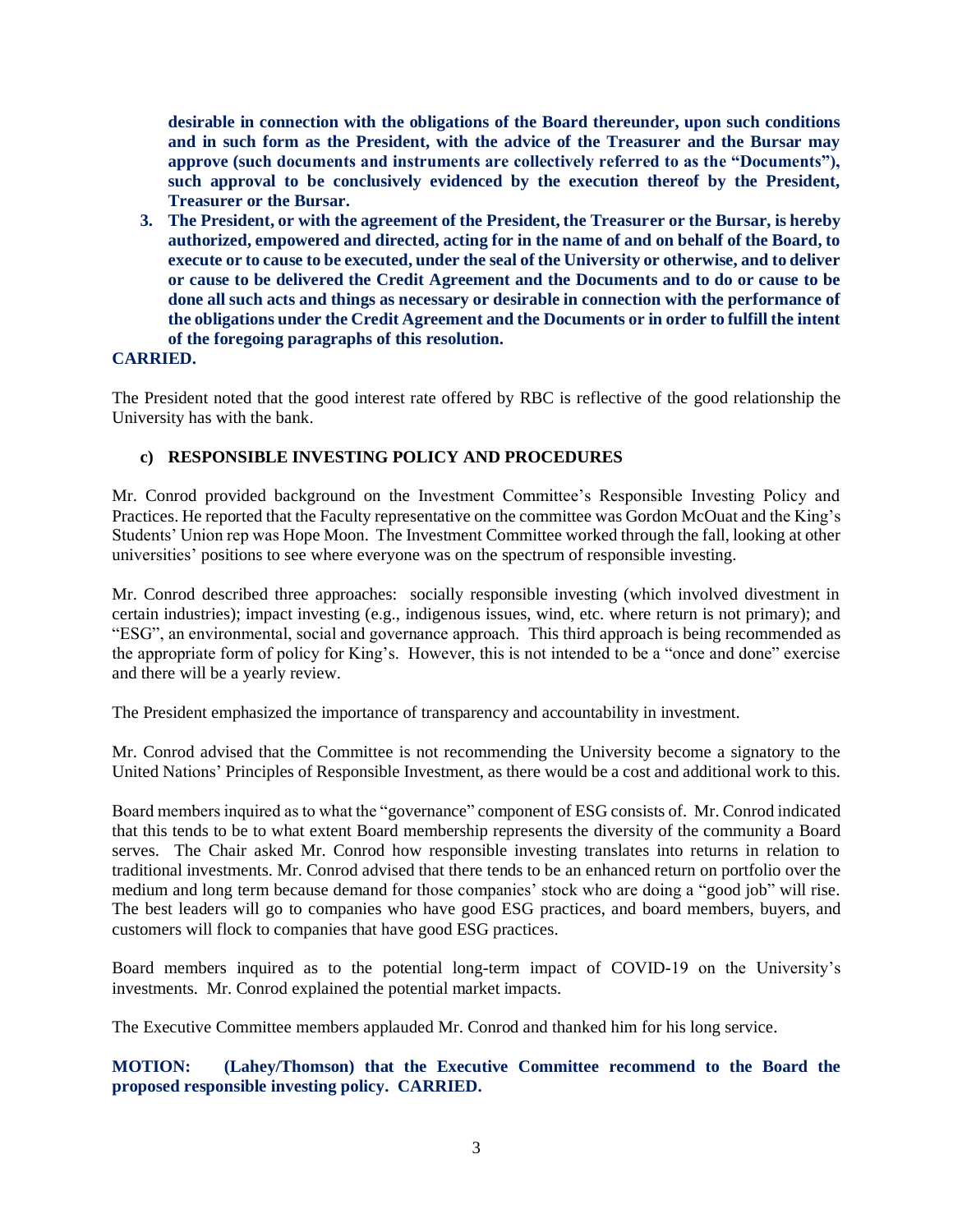**desirable in connection with the obligations of the Board thereunder, upon such conditions and in such form as the President, with the advice of the Treasurer and the Bursar may approve (such documents and instruments are collectively referred to as the "Documents"), such approval to be conclusively evidenced by the execution thereof by the President, Treasurer or the Bursar.**

3. **The President, or with the agreement of the President, the Treasurer or the Bursar, is hereby authorized, empowered and directed, acting for in the name of and on behalf of the Board, to execute or to cause to be executed, under the seal of the University or otherwise, and to deliver or cause to be delivered the Credit Agreement and the Documents and to do or cause to be done all such acts and things as necessary or desirable in connection with the performance of the obligations under the Credit Agreement and the Documents or in order to fulfill the intent of the foregoing paragraphs of this resolution.**

**CARRIED.**

The President noted that the good interest rate offered by RBC is reflective of the good relationship the University has with the bank.

**c) RESPONSIBLE INVESTING POLICY AND PROCEDURES**

Mr. Conrod provided background on the Investment Committee's Responsible Investing Policy and Practices. He reported that the Faculty representative on the committee was Gordon McOuat and the King's Students' Union rep was Hope Moon. The Investment Committee worked through the fall, looking at other universities' positions to see where everyone was on the spectrum of responsible investing.

Mr. Conrod described three approaches: socially responsible investing (which involved divestment in certain industries); impact investing (e.g., indigenous issues, wind, etc. where return is not primary); and "ESG", an environmental, social and governance approach. This third approach is being recommended as the appropriate form of policy for King's. However, this is not intended to be a "once and done" exercise and there will be a yearly review.

The President emphasized the importance of transparency and accountability in investment.

Mr. Conrod advised that the Committee is not recommending the University become a signatory to the United Nations' Principles of Responsible Investment, as there would be a cost and additional work to this.

Board members inquired as to what the "governance" component of ESG consists of. Mr. Conrod indicated that this tends to be to what extent Board membership represents the diversity of the community a Board serves. The Chair asked Mr. Conrod how responsible investing translates into returns in relation to traditional investments. Mr. Conrod advised that there tends to be an enhanced return on portfolio over the medium and long term because demand for those companies' stock who are doing a "good job" will rise. The best leaders will go to companies who have good ESG practices, and board members, buyers, and customers will flock to companies that have good ESG practices.

Board members inquired as to the potential long-term impact of COVID-19 on the University's investments. Mr. Conrod explained the potential market impacts.

The Executive Committee members applauded Mr. Conrod and thanked him for his long service.

**MOTION: (Lahey/Thomson) that the Executive Committee recommend to the Board the proposed responsible investing policy. CARRIED.**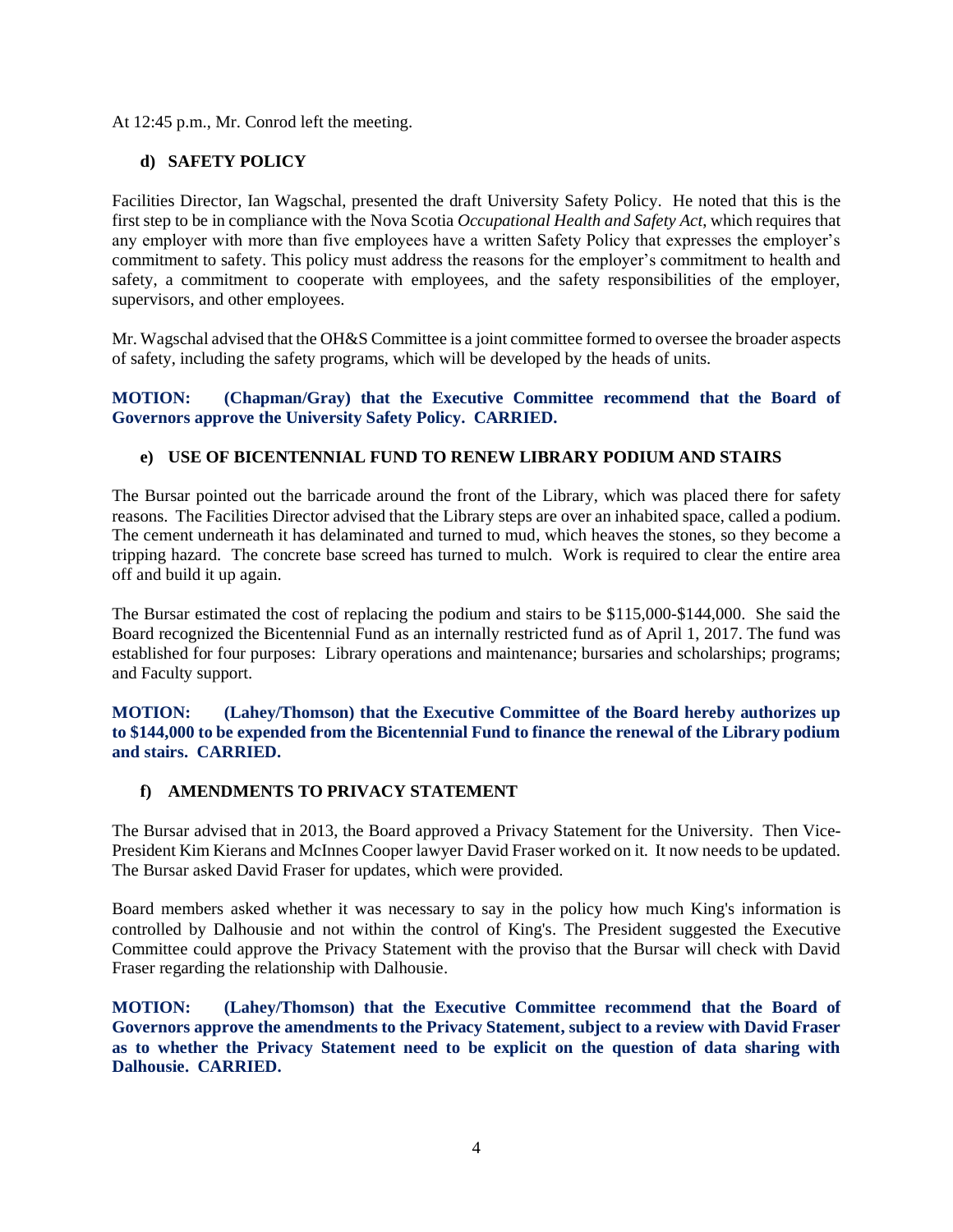At 12:45 p.m., Mr. Conrod left the meeting.

### d) SAFETY POLICY

Facilities Director, Ian Wagschal, presented the draft University Safety Policy. He noted that this is the first step to be in compliance with the Nova Scotia *Occupational Health and Safety Act*, which requires that any employer with more than five employees have a written Safety Policy that expresses the employer's commitment to safety. This policy must address the reasons for the employer's commitment to health and safety, a commitment to cooperate with employees, and the safety responsibilities of the employer, supervisors, and other employees.

Mr. Wagschal advised that the OH&S Committee is a joint committee formed to oversee the broader aspects of safety, including the safety programs, which will be developed by the heads of units.

**MOTION: (Chapman/Gray) that the Executive Committee recommend that the Board of Governors approve the University Safety Policy. CARRIED.**

### e) USE OF BICENTENNIAL FUND TO RENEW LIBRARY PODIUM AND STAIRS

The Bursar pointed out the barricade around the front of the Library, which was placed there for safety reasons. The Facilities Director advised that the Library steps are over an inhabited space, called a podium. The cement underneath it has delaminated and turned to mud, which heaves the stones, so they become a tripping hazard. The concrete base screed has turned to mulch. Work is required to clear the entire area off and build it up again.

The Bursar estimated the cost of replacing the podium and stairs to be $115,000-$144,000. She said the Board recognized the Bicentennial Fund as an internally restricted fund as of April 1, 2017. The fund was established for four purposes: Library operations and maintenance; bursaries and scholarships; programs; and Faculty support.

**MOTION: (Lahey/Thomson) that the Executive Committee of the Board hereby authorizes up to $144,000 to be expended from the Bicentennial Fund to finance the renewal of the Library podium and stairs. CARRIED.**

### f) AMENDMENTS TO PRIVACY STATEMENT

The Bursar advised that in 2013, the Board approved a Privacy Statement for the University. Then Vice-President Kim Kierans and McInnes Cooper lawyer David Fraser worked on it. It now needs to be updated. The Bursar asked David Fraser for updates, which were provided.

Board members asked whether it was necessary to say in the policy how much King's information is controlled by Dalhousie and not within the control of King's. The President suggested the Executive Committee could approve the Privacy Statement with the proviso that the Bursar will check with David Fraser regarding the relationship with Dalhousie.

**MOTION: (Lahey/Thomson) that the Executive Committee recommend that the Board of Governors approve the amendments to the Privacy Statement, subject to a review with David Fraser as to whether the Privacy Statement need to be explicit on the question of data sharing with Dalhousie. CARRIED.**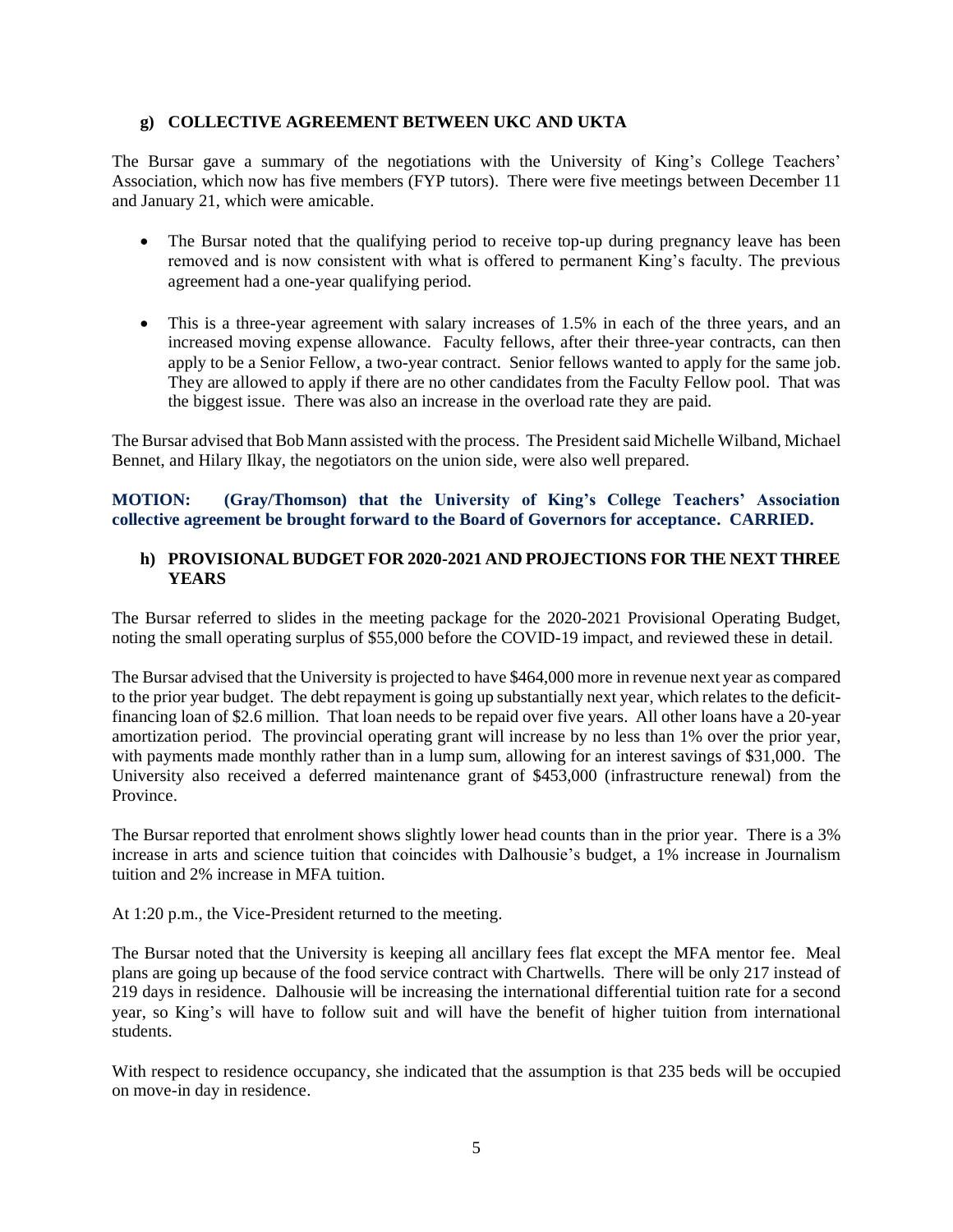### g) COLLECTIVE AGREEMENT BETWEEN UKC AND UKTA

The Bursar gave a summary of the negotiations with the University of King's College Teachers' Association, which now has five members (FYP tutors). There were five meetings between December 11 and January 21, which were amicable.

- The Bursar noted that the qualifying period to receive top-up during pregnancy leave has been removed and is now consistent with what is offered to permanent King's faculty. The previous agreement had a one-year qualifying period.
- This is a three-year agreement with salary increases of 1.5% in each of the three years, and an increased moving expense allowance. Faculty fellows, after their three-year contracts, can then apply to be a Senior Fellow, a two-year contract. Senior fellows wanted to apply for the same job. They are allowed to apply if there are no other candidates from the Faculty Fellow pool. That was the biggest issue. There was also an increase in the overload rate they are paid.

The Bursar advised that Bob Mann assisted with the process. The President said Michelle Wilband, Michael Bennet, and Hilary Ilkay, the negotiators on the union side, were also well prepared.

**MOTION: (Gray/Thomson) that the University of King's College Teachers' Association collective agreement be brought forward to the Board of Governors for acceptance. CARRIED.**

### h) PROVISIONAL BUDGET FOR 2020-2021 AND PROJECTIONS FOR THE NEXT THREE YEARS

The Bursar referred to slides in the meeting package for the 2020-2021 Provisional Operating Budget, noting the small operating surplus of $55,000 before the COVID-19 impact, and reviewed these in detail.

The Bursar advised that the University is projected to have $464,000 more in revenue next year as compared to the prior year budget. The debt repayment is going up substantially next year, which relates to the deficit-financing loan of $2.6 million. That loan needs to be repaid over five years. All other loans have a 20-year amortization period. The provincial operating grant will increase by no less than 1% over the prior year, with payments made monthly rather than in a lump sum, allowing for an interest savings of $31,000. The University also received a deferred maintenance grant of $453,000 (infrastructure renewal) from the Province.

The Bursar reported that enrolment shows slightly lower head counts than in the prior year. There is a 3% increase in arts and science tuition that coincides with Dalhousie's budget, a 1% increase in Journalism tuition and 2% increase in MFA tuition.

At 1:20 p.m., the Vice-President returned to the meeting.

The Bursar noted that the University is keeping all ancillary fees flat except the MFA mentor fee. Meal plans are going up because of the food service contract with Chartwells. There will be only 217 instead of 219 days in residence. Dalhousie will be increasing the international differential tuition rate for a second year, so King's will have to follow suit and will have the benefit of higher tuition from international students.

With respect to residence occupancy, she indicated that the assumption is that 235 beds will be occupied on move-in day in residence.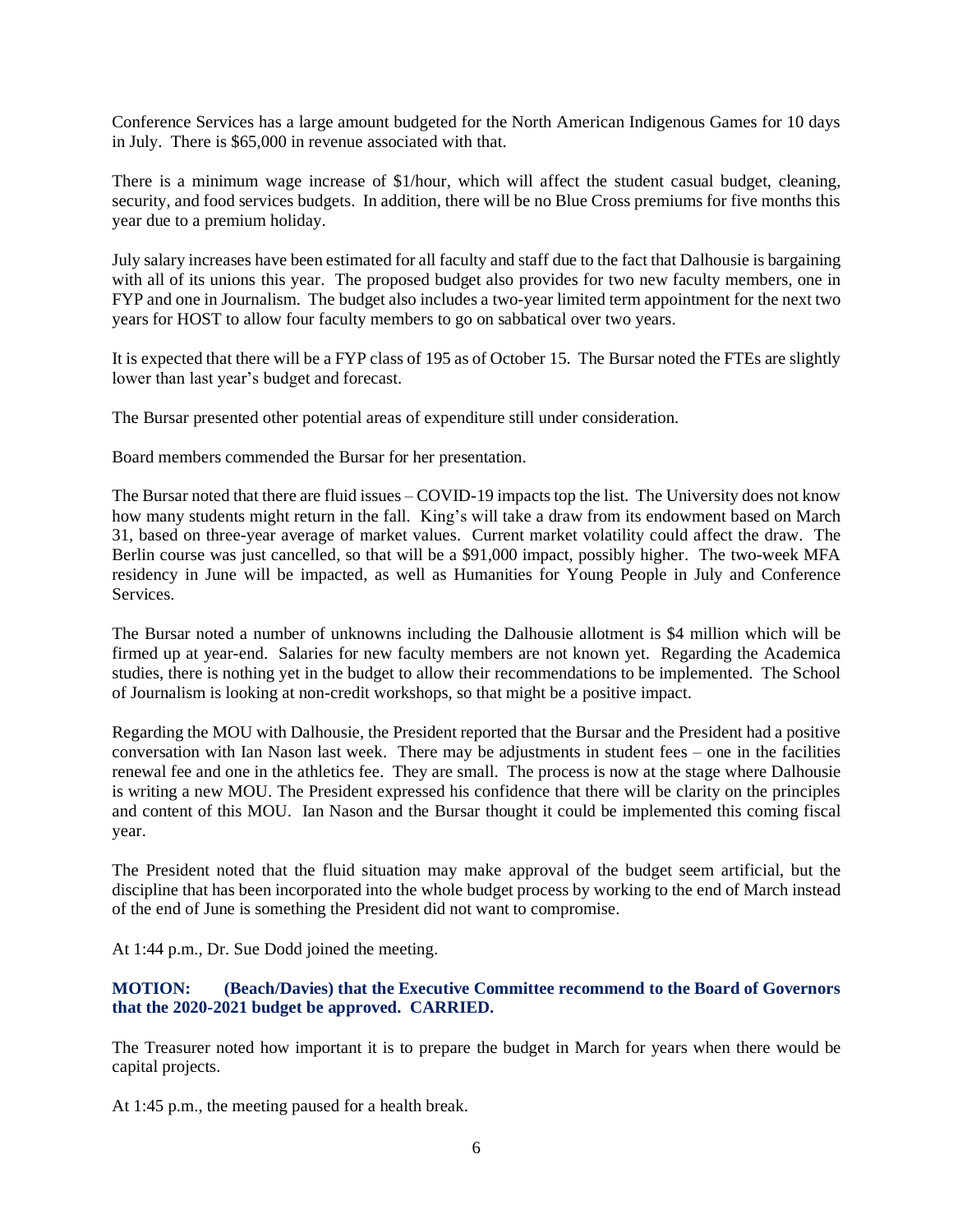Conference Services has a large amount budgeted for the North American Indigenous Games for 10 days in July. There is $65,000 in revenue associated with that.

There is a minimum wage increase of $1/hour, which will affect the student casual budget, cleaning, security, and food services budgets. In addition, there will be no Blue Cross premiums for five months this year due to a premium holiday.

July salary increases have been estimated for all faculty and staff due to the fact that Dalhousie is bargaining with all of its unions this year. The proposed budget also provides for two new faculty members, one in FYP and one in Journalism. The budget also includes a two-year limited term appointment for the next two years for HOST to allow four faculty members to go on sabbatical over two years.

It is expected that there will be a FYP class of 195 as of October 15. The Bursar noted the FTEs are slightly lower than last year's budget and forecast.

The Bursar presented other potential areas of expenditure still under consideration.

Board members commended the Bursar for her presentation.

The Bursar noted that there are fluid issues – COVID-19 impacts top the list. The University does not know how many students might return in the fall. King's will take a draw from its endowment based on March 31, based on three-year average of market values. Current market volatility could affect the draw. The Berlin course was just cancelled, so that will be a $91,000 impact, possibly higher. The two-week MFA residency in June will be impacted, as well as Humanities for Young People in July and Conference Services.

The Bursar noted a number of unknowns including the Dalhousie allotment is $4 million which will be firmed up at year-end. Salaries for new faculty members are not known yet. Regarding the Academica studies, there is nothing yet in the budget to allow their recommendations to be implemented. The School of Journalism is looking at non-credit workshops, so that might be a positive impact.

Regarding the MOU with Dalhousie, the President reported that the Bursar and the President had a positive conversation with Ian Nason last week. There may be adjustments in student fees – one in the facilities renewal fee and one in the athletics fee. They are small. The process is now at the stage where Dalhousie is writing a new MOU. The President expressed his confidence that there will be clarity on the principles and content of this MOU. Ian Nason and the Bursar thought it could be implemented this coming fiscal year.

The President noted that the fluid situation may make approval of the budget seem artificial, but the discipline that has been incorporated into the whole budget process by working to the end of March instead of the end of June is something the President did not want to compromise.

At 1:44 p.m., Dr. Sue Dodd joined the meeting.

**MOTION: (Beach/Davies) that the Executive Committee recommend to the Board of Governors that the 2020-2021 budget be approved. CARRIED.**

The Treasurer noted how important it is to prepare the budget in March for years when there would be capital projects.

At 1:45 p.m., the meeting paused for a health break.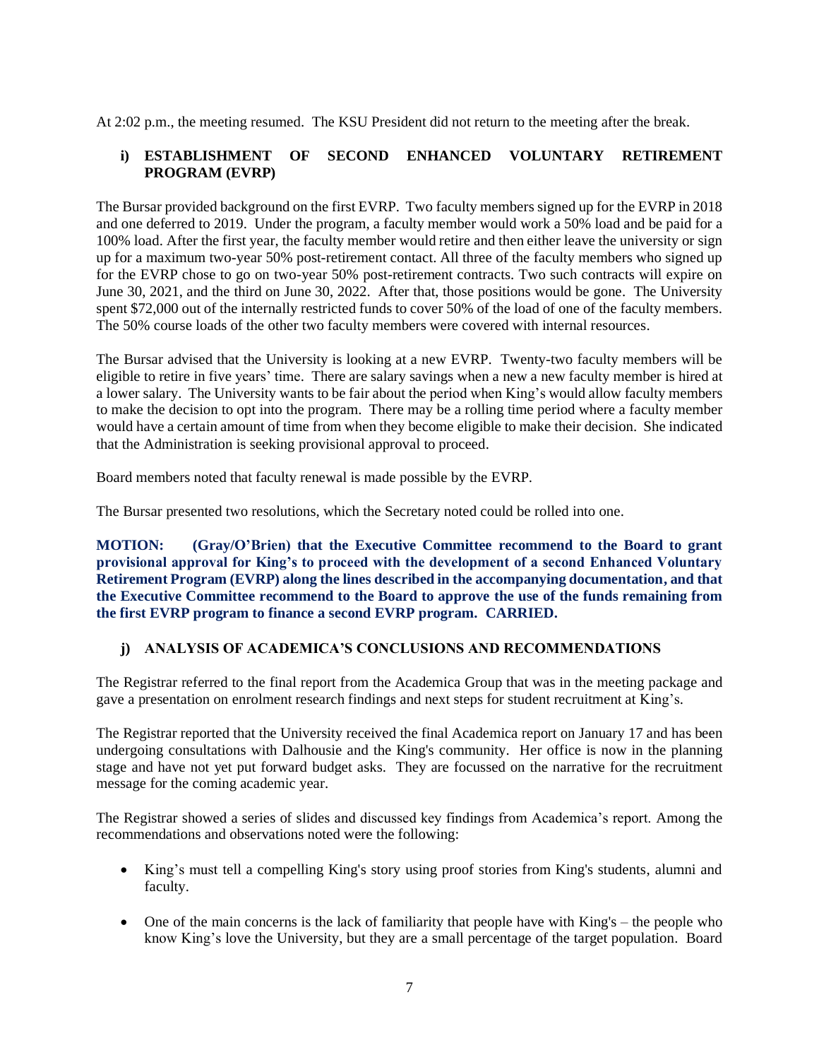At 2:02 p.m., the meeting resumed. The KSU President did not return to the meeting after the break.

### i) ESTABLISHMENT OF SECOND ENHANCED VOLUNTARY RETIREMENT PROGRAM (EVRP)

The Bursar provided background on the first EVRP. Two faculty members signed up for the EVRP in 2018 and one deferred to 2019. Under the program, a faculty member would work a 50% load and be paid for a 100% load. After the first year, the faculty member would retire and then either leave the university or sign up for a maximum two-year 50% post-retirement contact. All three of the faculty members who signed up for the EVRP chose to go on two-year 50% post-retirement contracts. Two such contracts will expire on June 30, 2021, and the third on June 30, 2022. After that, those positions would be gone. The University spent $72,000 out of the internally restricted funds to cover 50% of the load of one of the faculty members. The 50% course loads of the other two faculty members were covered with internal resources.

The Bursar advised that the University is looking at a new EVRP. Twenty-two faculty members will be eligible to retire in five years' time. There are salary savings when a new a new faculty member is hired at a lower salary. The University wants to be fair about the period when King's would allow faculty members to make the decision to opt into the program. There may be a rolling time period where a faculty member would have a certain amount of time from when they become eligible to make their decision. She indicated that the Administration is seeking provisional approval to proceed.

Board members noted that faculty renewal is made possible by the EVRP.

The Bursar presented two resolutions, which the Secretary noted could be rolled into one.

**MOTION: (Gray/O'Brien) that the Executive Committee recommend to the Board to grant provisional approval for King's to proceed with the development of a second Enhanced Voluntary Retirement Program (EVRP) along the lines described in the accompanying documentation, and that the Executive Committee recommend to the Board to approve the use of the funds remaining from the first EVRP program to finance a second EVRP program. CARRIED.**

### j) ANALYSIS OF ACADEMICA'S CONCLUSIONS AND RECOMMENDATIONS

The Registrar referred to the final report from the Academica Group that was in the meeting package and gave a presentation on enrolment research findings and next steps for student recruitment at King's.

The Registrar reported that the University received the final Academica report on January 17 and has been undergoing consultations with Dalhousie and the King's community. Her office is now in the planning stage and have not yet put forward budget asks. They are focussed on the narrative for the recruitment message for the coming academic year.

The Registrar showed a series of slides and discussed key findings from Academica's report. Among the recommendations and observations noted were the following:

- King's must tell a compelling King's story using proof stories from King's students, alumni and faculty.
- One of the main concerns is the lack of familiarity that people have with King's – the people who know King's love the University, but they are a small percentage of the target population. Board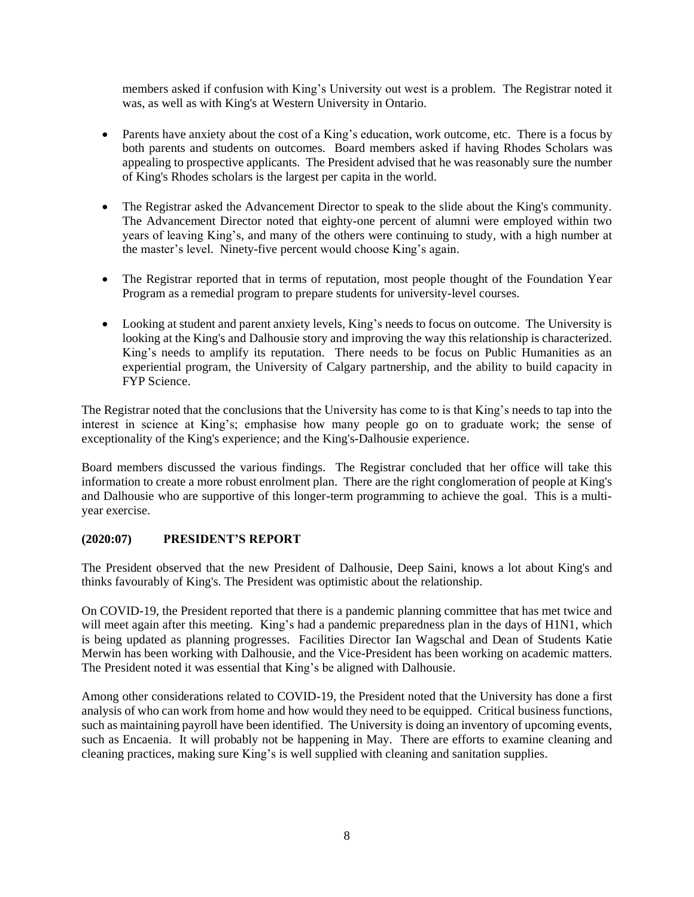members asked if confusion with King's University out west is a problem. The Registrar noted it was, as well as with King's at Western University in Ontario.

- Parents have anxiety about the cost of a King's education, work outcome, etc. There is a focus by both parents and students on outcomes. Board members asked if having Rhodes Scholars was appealing to prospective applicants. The President advised that he was reasonably sure the number of King's Rhodes scholars is the largest per capita in the world.

- The Registrar asked the Advancement Director to speak to the slide about the King's community. The Advancement Director noted that eighty-one percent of alumni were employed within two years of leaving King's, and many of the others were continuing to study, with a high number at the master's level. Ninety-five percent would choose King's again.

- The Registrar reported that in terms of reputation, most people thought of the Foundation Year Program as a remedial program to prepare students for university-level courses.

- Looking at student and parent anxiety levels, King's needs to focus on outcome. The University is looking at the King's and Dalhousie story and improving the way this relationship is characterized. King's needs to amplify its reputation. There needs to be focus on Public Humanities as an experiential program, the University of Calgary partnership, and the ability to build capacity in FYP Science.

The Registrar noted that the conclusions that the University has come to is that King's needs to tap into the interest in science at King's; emphasise how many people go on to graduate work; the sense of exceptionality of the King's experience; and the King's-Dalhousie experience.

Board members discussed the various findings. The Registrar concluded that her office will take this information to create a more robust enrolment plan. There are the right conglomeration of people at King's and Dalhousie who are supportive of this longer-term programming to achieve the goal. This is a multi-year exercise.

### (2020:07) PRESIDENT'S REPORT

The President observed that the new President of Dalhousie, Deep Saini, knows a lot about King's and thinks favourably of King's. The President was optimistic about the relationship.

On COVID-19, the President reported that there is a pandemic planning committee that has met twice and will meet again after this meeting. King's had a pandemic preparedness plan in the days of H1N1, which is being updated as planning progresses. Facilities Director Ian Wagschal and Dean of Students Katie Merwin has been working with Dalhousie, and the Vice-President has been working on academic matters. The President noted it was essential that King's be aligned with Dalhousie.

Among other considerations related to COVID-19, the President noted that the University has done a first analysis of who can work from home and how would they need to be equipped. Critical business functions, such as maintaining payroll have been identified. The University is doing an inventory of upcoming events, such as Encaenia. It will probably not be happening in May. There are efforts to examine cleaning and cleaning practices, making sure King's is well supplied with cleaning and sanitation supplies.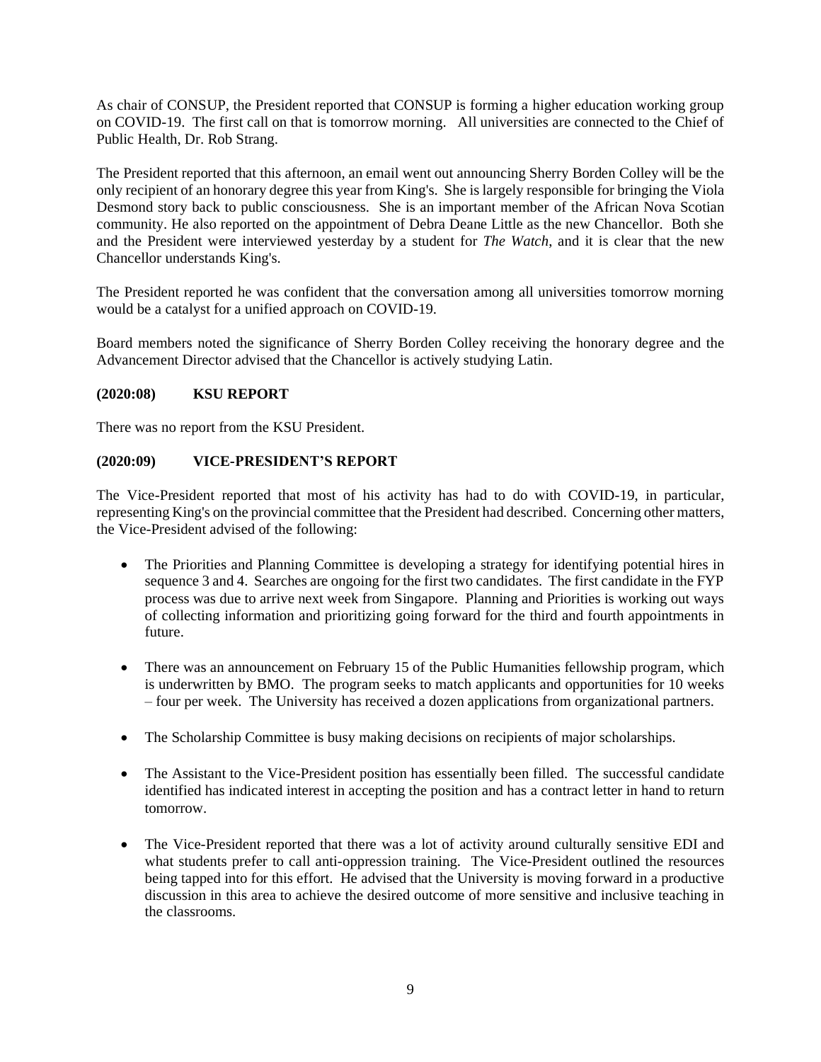As chair of CONSUP, the President reported that CONSUP is forming a higher education working group on COVID-19. The first call on that is tomorrow morning. All universities are connected to the Chief of Public Health, Dr. Rob Strang.

The President reported that this afternoon, an email went out announcing Sherry Borden Colley will be the only recipient of an honorary degree this year from King's. She is largely responsible for bringing the Viola Desmond story back to public consciousness. She is an important member of the African Nova Scotian community. He also reported on the appointment of Debra Deane Little as the new Chancellor. Both she and the President were interviewed yesterday by a student for *The Watch*, and it is clear that the new Chancellor understands King's.

The President reported he was confident that the conversation among all universities tomorrow morning would be a catalyst for a unified approach on COVID-19.

Board members noted the significance of Sherry Borden Colley receiving the honorary degree and the Advancement Director advised that the Chancellor is actively studying Latin.

**(2020:08) KSU REPORT**

There was no report from the KSU President.

**(2020:09) VICE-PRESIDENT'S REPORT**

The Vice-President reported that most of his activity has had to do with COVID-19, in particular, representing King's on the provincial committee that the President had described. Concerning other matters, the Vice-President advised of the following:

- The Priorities and Planning Committee is developing a strategy for identifying potential hires in sequence 3 and 4. Searches are ongoing for the first two candidates. The first candidate in the FYP process was due to arrive next week from Singapore. Planning and Priorities is working out ways of collecting information and prioritizing going forward for the third and fourth appointments in future.

- There was an announcement on February 15 of the Public Humanities fellowship program, which is underwritten by BMO. The program seeks to match applicants and opportunities for 10 weeks – four per week. The University has received a dozen applications from organizational partners.

- The Scholarship Committee is busy making decisions on recipients of major scholarships.

- The Assistant to the Vice-President position has essentially been filled. The successful candidate identified has indicated interest in accepting the position and has a contract letter in hand to return tomorrow.

- The Vice-President reported that there was a lot of activity around culturally sensitive EDI and what students prefer to call anti-oppression training. The Vice-President outlined the resources being tapped into for this effort. He advised that the University is moving forward in a productive discussion in this area to achieve the desired outcome of more sensitive and inclusive teaching in the classrooms.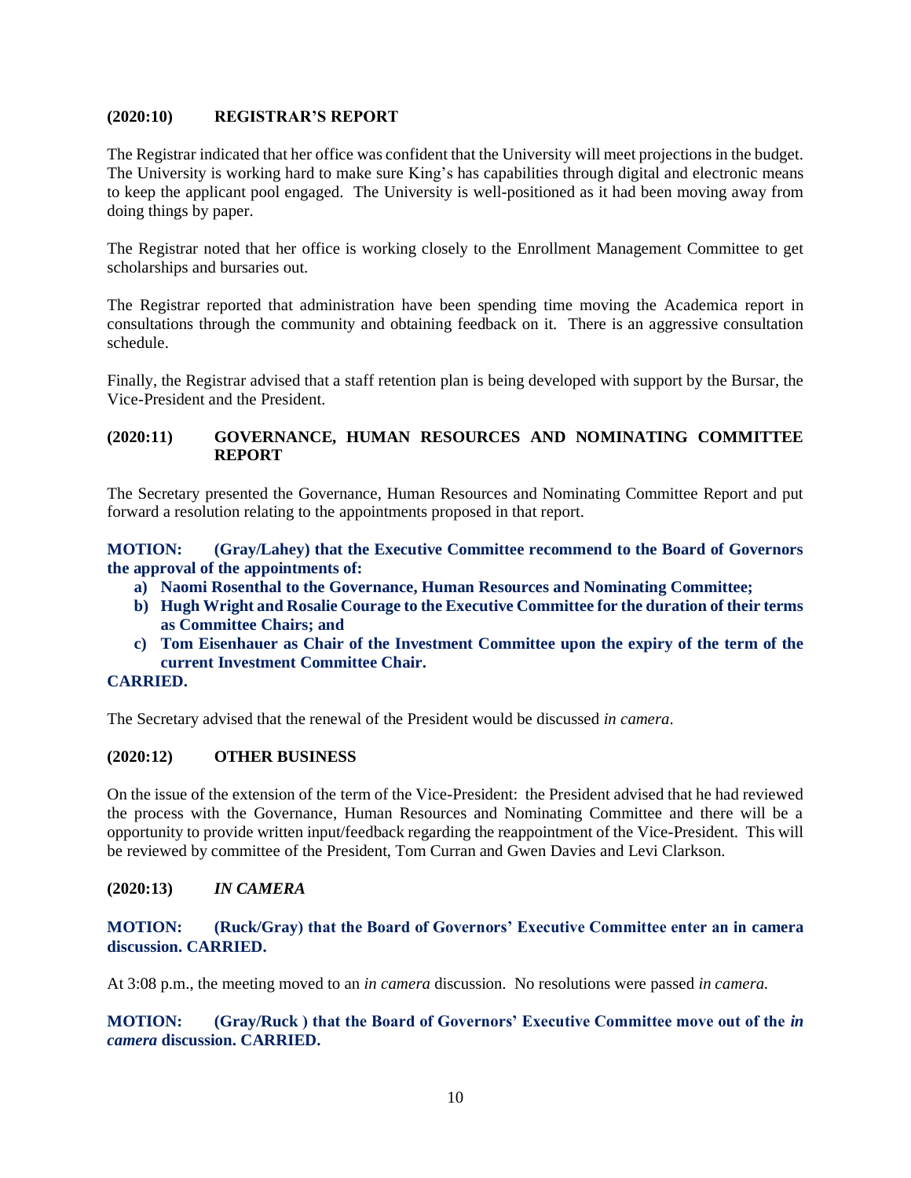### (2020:10) REGISTRAR'S REPORT

The Registrar indicated that her office was confident that the University will meet projections in the budget. The University is working hard to make sure King's has capabilities through digital and electronic means to keep the applicant pool engaged. The University is well-positioned as it had been moving away from doing things by paper.

The Registrar noted that her office is working closely to the Enrollment Management Committee to get scholarships and bursaries out.

The Registrar reported that administration have been spending time moving the Academica report in consultations through the community and obtaining feedback on it. There is an aggressive consultation schedule.

Finally, the Registrar advised that a staff retention plan is being developed with support by the Bursar, the Vice-President and the President.

### (2020:11) GOVERNANCE, HUMAN RESOURCES AND NOMINATING COMMITTEE REPORT

The Secretary presented the Governance, Human Resources and Nominating Committee Report and put forward a resolution relating to the appointments proposed in that report.

**MOTION: (Gray/Lahey) that the Executive Committee recommend to the Board of Governors the approval of the appointments of:**

- **a) Naomi Rosenthal to the Governance, Human Resources and Nominating Committee;**
- **b) Hugh Wright and Rosalie Courage to the Executive Committee for the duration of their terms as Committee Chairs; and**
- **c) Tom Eisenhauer as Chair of the Investment Committee upon the expiry of the term of the current Investment Committee Chair.**

**CARRIED.**

The Secretary advised that the renewal of the President would be discussed *in camera*.

### (2020:12) OTHER BUSINESS

On the issue of the extension of the term of the Vice-President: the President advised that he had reviewed the process with the Governance, Human Resources and Nominating Committee and there will be a opportunity to provide written input/feedback regarding the reappointment of the Vice-President. This will be reviewed by committee of the President, Tom Curran and Gwen Davies and Levi Clarkson.

### (2020:13) *IN CAMERA*

**MOTION: (Ruck/Gray) that the Board of Governors' Executive Committee enter an in camera discussion. CARRIED.**

At 3:08 p.m., the meeting moved to an *in camera* discussion. No resolutions were passed *in camera.*

**MOTION: (Gray/Ruck ) that the Board of Governors' Executive Committee move out of the *in camera* discussion. CARRIED.**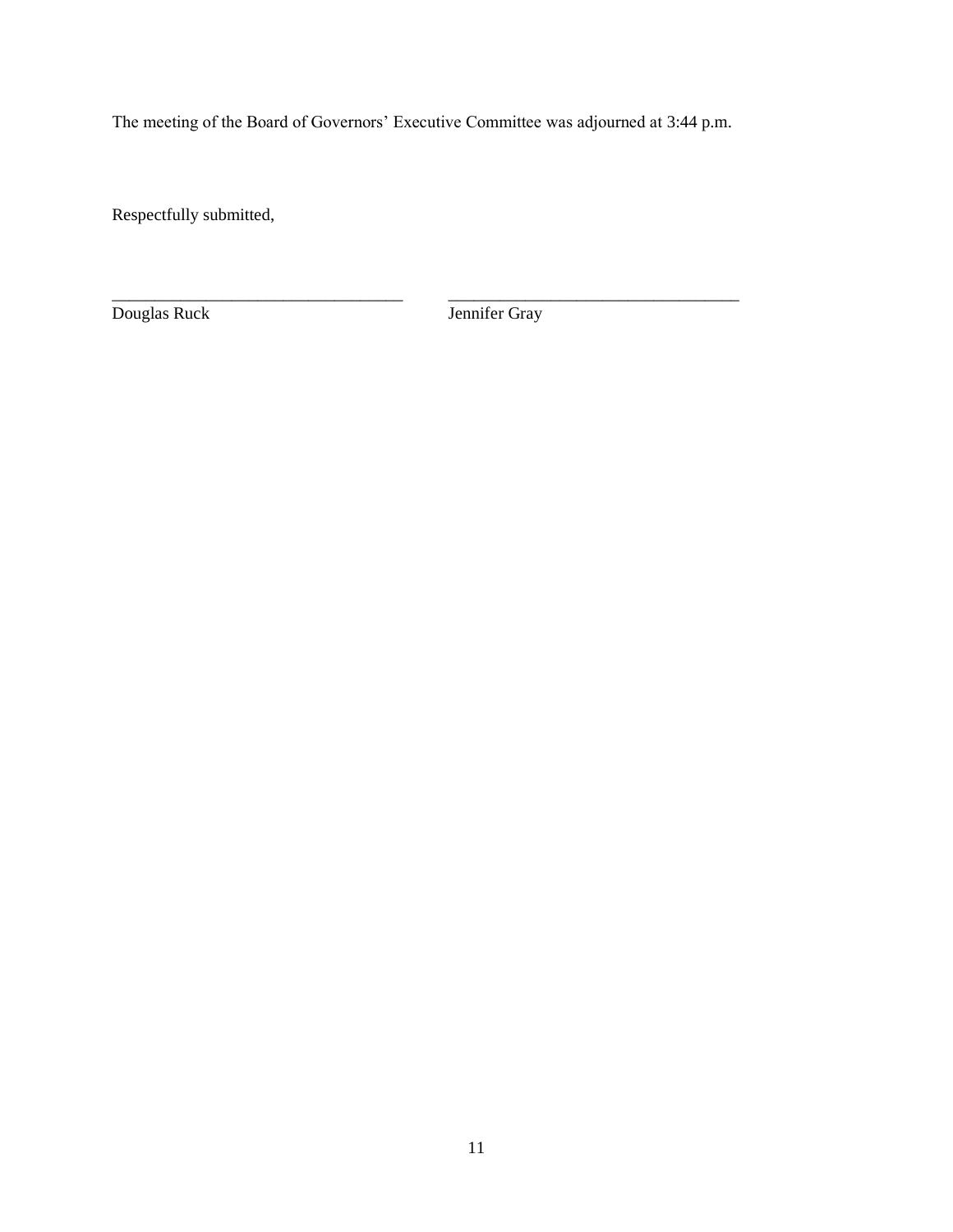The meeting of the Board of Governors' Executive Committee was adjourned at 3:44 p.m.

Respectfully submitted,

| | |
|---|---|
| ___________________________________ | ___________________________________ |
| Douglas Ruck | Jennifer Gray |